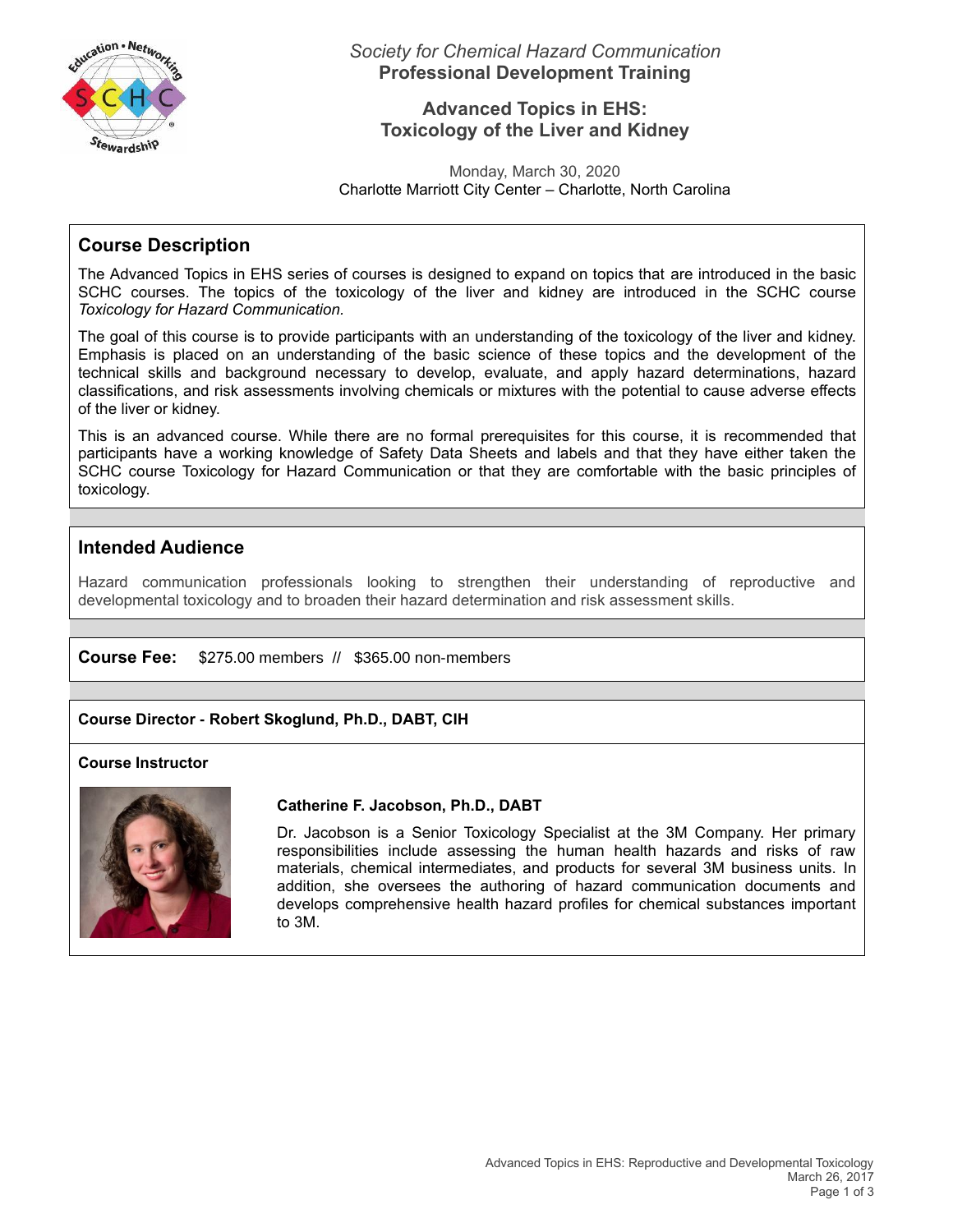*Society for Chemical Hazard Communication*
**Professional Development Training**

# Advanced Topics in EHS: Toxicology of the Liver and Kidney

Monday, March 30, 2020
Charlotte Marriott City Center – Charlotte, North Carolina

## Course Description

The Advanced Topics in EHS series of courses is designed to expand on topics that are introduced in the basic SCHC courses. The topics of the toxicology of the liver and kidney are introduced in the SCHC course *Toxicology for Hazard Communication.*

The goal of this course is to provide participants with an understanding of the toxicology of the liver and kidney. Emphasis is placed on an understanding of the basic science of these topics and the development of the technical skills and background necessary to develop, evaluate, and apply hazard determinations, hazard classifications, and risk assessments involving chemicals or mixtures with the potential to cause adverse effects of the liver or kidney.

This is an advanced course. While there are no formal prerequisites for this course, it is recommended that participants have a working knowledge of Safety Data Sheets and labels and that they have either taken the SCHC course Toxicology for Hazard Communication or that they are comfortable with the basic principles of toxicology.

## Intended Audience

Hazard communication professionals looking to strengthen their understanding of reproductive and developmental toxicology and to broaden their hazard determination and risk assessment skills.

**Course Fee:** $275.00 members // $365.00 non-members

**Course Director - Robert Skoglund, Ph.D., DABT, CIH**

**Course Instructor**

**Catherine F. Jacobson, Ph.D., DABT**

Dr. Jacobson is a Senior Toxicology Specialist at the 3M Company. Her primary responsibilities include assessing the human health hazards and risks of raw materials, chemical intermediates, and products for several 3M business units. In addition, she oversees the authoring of hazard communication documents and develops comprehensive health hazard profiles for chemical substances important to 3M.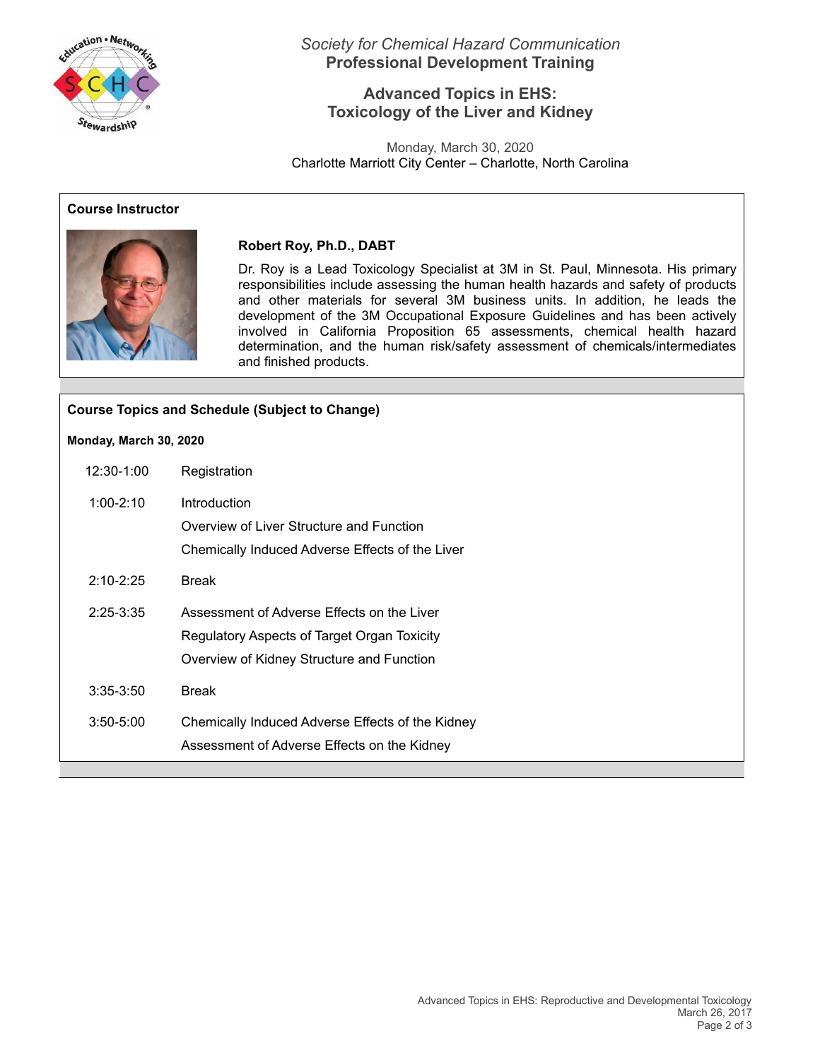*Society for Chemical Hazard Communication*
**Professional Development Training**

## Advanced Topics in EHS: Toxicology of the Liver and Kidney

Monday, March 30, 2020
Charlotte Marriott City Center – Charlotte, North Carolina

### Course Instructor

**Robert Roy, Ph.D., DABT**

Dr. Roy is a Lead Toxicology Specialist at 3M in St. Paul, Minnesota. His primary responsibilities include assessing the human health hazards and safety of products and other materials for several 3M business units. In addition, he leads the development of the 3M Occupational Exposure Guidelines and has been actively involved in California Proposition 65 assessments, chemical health hazard determination, and the human risk/safety assessment of chemicals/intermediates and finished products.

### Course Topics and Schedule (Subject to Change)

**Monday, March 30, 2020**

| Time | Topic |
|---|---|
| 12:30-1:00 | Registration |
| 1:00-2:10 | Introduction<br>Overview of Liver Structure and Function<br>Chemically Induced Adverse Effects of the Liver |
| 2:10-2:25 | Break |
| 2:25-3:35 | Assessment of Adverse Effects on the Liver<br>Regulatory Aspects of Target Organ Toxicity<br>Overview of Kidney Structure and Function |
| 3:35-3:50 | Break |
| 3:50-5:00 | Chemically Induced Adverse Effects of the Kidney<br>Assessment of Adverse Effects on the Kidney |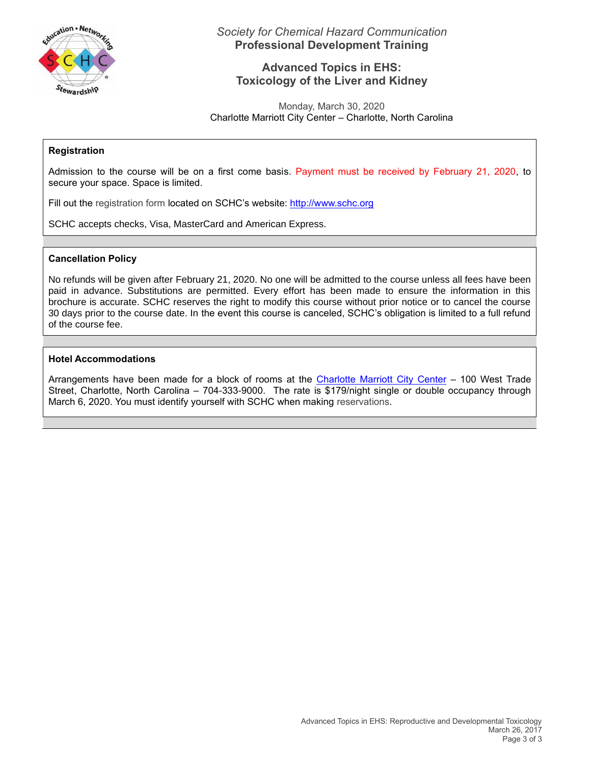*Society for Chemical Hazard Communication*
**Professional Development Training**

## Advanced Topics in EHS: Toxicology of the Liver and Kidney

Monday, March 30, 2020
Charlotte Marriott City Center – Charlotte, North Carolina

### Registration

Admission to the course will be on a first come basis. Payment must be received by February 21, 2020, to secure your space. Space is limited.

Fill out the registration form located on SCHC's website: http://www.schc.org

SCHC accepts checks, Visa, MasterCard and American Express.

### Cancellation Policy

No refunds will be given after February 21, 2020. No one will be admitted to the course unless all fees have been paid in advance. Substitutions are permitted. Every effort has been made to ensure the information in this brochure is accurate. SCHC reserves the right to modify this course without prior notice or to cancel the course 30 days prior to the course date. In the event this course is canceled, SCHC's obligation is limited to a full refund of the course fee.

### Hotel Accommodations

Arrangements have been made for a block of rooms at the Charlotte Marriott City Center – 100 West Trade Street, Charlotte, North Carolina – 704-333-9000. The rate is $179/night single or double occupancy through March 6, 2020. You must identify yourself with SCHC when making reservations.